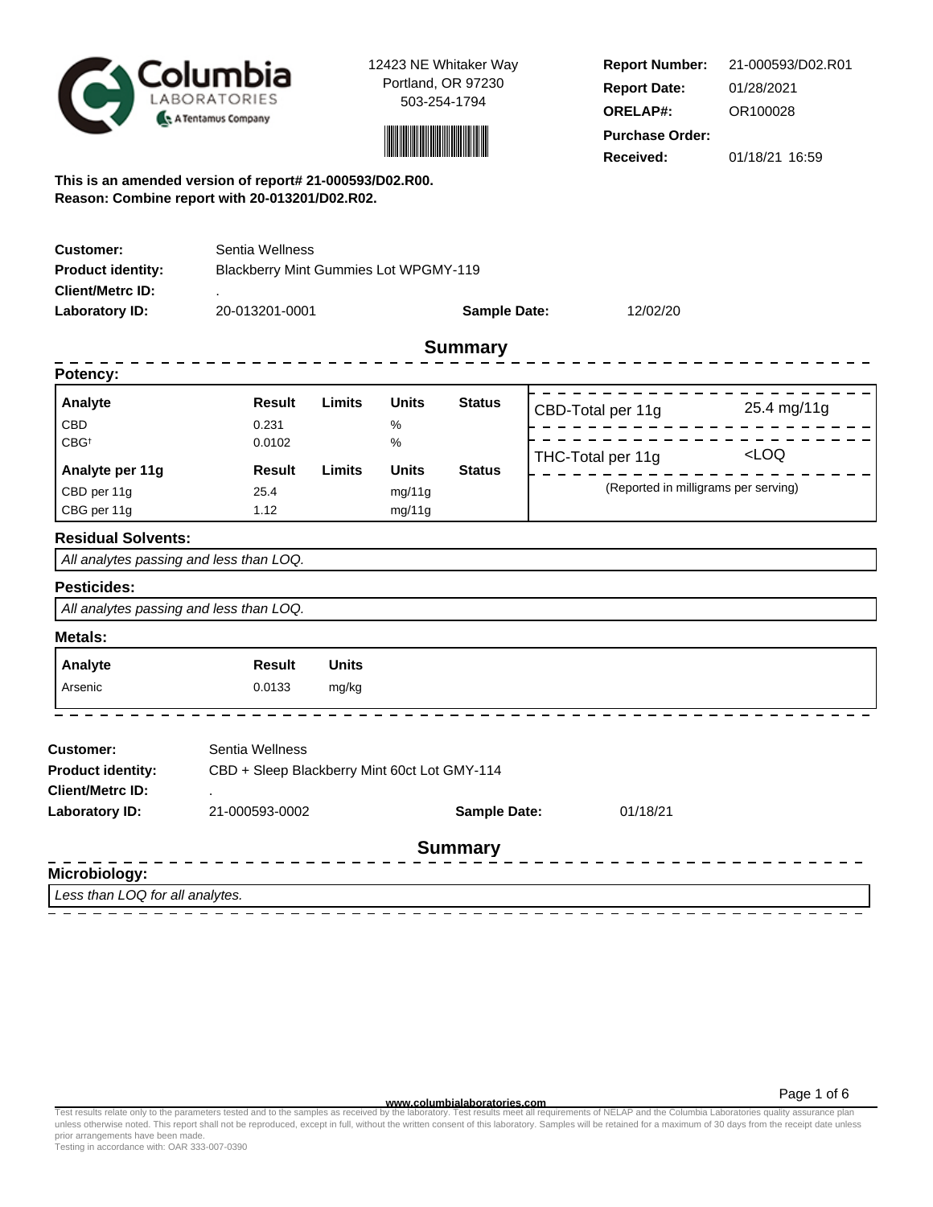Columbia Laboratories — A Tentamus Company

12423 NE Whitaker Way
Portland, OR 97230
503-254-1794

| | |
|---|---|
| **Report Number:** | 21-000593/D02.R01 |
| **Report Date:** | 01/28/2021 |
| **ORELAP#:** | OR100028 |
| **Purchase Order:** | |
| **Received:** | 01/18/21 16:59 |

**This is an amended version of report# 21-000593/D02.R00.**
**Reason: Combine report with 20-013201/D02.R02.**

| | | | |
|---|---|---|---|
| **Customer:** | Sentia Wellness | | |
| **Product identity:** | Blackberry Mint Gummies Lot WPGMY-119 | | |
| **Client/Metrc ID:** | . | | |
| **Laboratory ID:** | 20-013201-0001 | **Sample Date:** | 12/02/20 |

## Summary

### Potency:

| Analyte | Result | Limits | Units | Status |
|---|---|---|---|---|
| CBD | 0.231 | | % | |
| CBG[†] | 0.0102 | | % | |

| Analyte per 11g | Result | Limits | Units | Status |
|---|---|---|---|---|
| CBD per 11g | 25.4 | | mg/11g | |
| CBG per 11g | 1.12 | | mg/11g | |

| | |
|---|---|
| CBD-Total per 11g | 25.4 mg/11g |
| THC-Total per 11g | <LOQ |

(Reported in milligrams per serving)

### Residual Solvents:

*All analytes passing and less than LOQ.*

### Pesticides:

*All analytes passing and less than LOQ.*

### Metals:

| Analyte | Result | Units |
|---|---|---|
| Arsenic | 0.0133 | mg/kg |

| | | | |
|---|---|---|---|
| **Customer:** | Sentia Wellness | | |
| **Product identity:** | CBD + Sleep Blackberry Mint 60ct Lot GMY-114 | | |
| **Client/Metrc ID:** | . | | |
| **Laboratory ID:** | 21-000593-0002 | **Sample Date:** | 01/18/21 |

## Summary

### Microbiology:

*Less than LOQ for all analytes.*

www.columbialaboratories.com

Test results relate only to the parameters tested and to the samples as received by the laboratory. Test results meet all requirements of NELAP and the Columbia Laboratories quality assurance plan unless otherwise noted. This report shall not be reproduced, except in full, without the written consent of this laboratory. Samples will be retained for a maximum of 30 days from the receipt date unless prior arrangements have been made.
Testing in accordance with: OAR 333-007-0390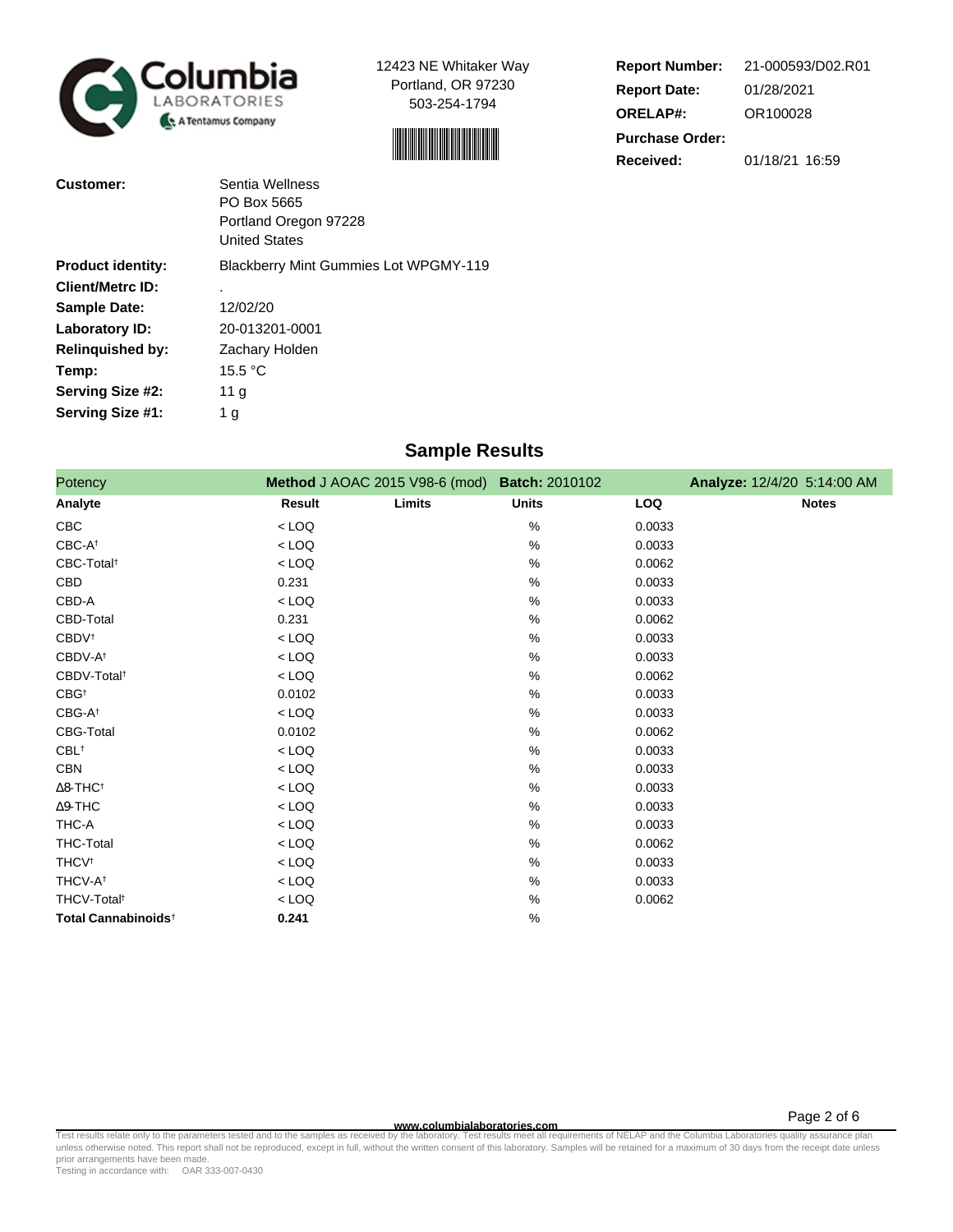Columbia LABORATORIES — A Tentamus Company

12423 NE Whitaker Way
Portland, OR 97230
503-254-1794

**Report Number:** 21-000593/D02.R01
**Report Date:** 01/28/2021
**ORELAP#:** OR100028
**Purchase Order:**
**Received:** 01/18/21 16:59

| | |
|---|---|
| **Customer:** | Sentia Wellness<br>PO Box 5665<br>Portland Oregon 97228<br>United States |
| **Product identity:** | Blackberry Mint Gummies Lot WPGMY-119 |
| **Client/Metrc ID:** | . |
| **Sample Date:** | 12/02/20 |
| **Laboratory ID:** | 20-013201-0001 |
| **Relinquished by:** | Zachary Holden |
| **Temp:** | 15.5 °C |
| **Serving Size #2:** | 11 g |
| **Serving Size #1:** | 1 g |

## Sample Results

Potency — **Method** J AOAC 2015 V98-6 (mod) — **Batch:** 2010102 — **Analyze:** 12/4/20 5:14:00 AM

| Analyte | Result | Limits | Units | LOQ | Notes |
|---|---|---|---|---|---|
| CBC | < LOQ | | % | 0.0033 | |
| CBC-A† | < LOQ | | % | 0.0033 | |
| CBC-Total† | < LOQ | | % | 0.0062 | |
| CBD | 0.231 | | % | 0.0033 | |
| CBD-A | < LOQ | | % | 0.0033 | |
| CBD-Total | 0.231 | | % | 0.0062 | |
| CBDV† | < LOQ | | % | 0.0033 | |
| CBDV-A† | < LOQ | | % | 0.0033 | |
| CBDV-Total† | < LOQ | | % | 0.0062 | |
| CBG† | 0.0102 | | % | 0.0033 | |
| CBG-A† | < LOQ | | % | 0.0033 | |
| CBG-Total | 0.0102 | | % | 0.0062 | |
| CBL† | < LOQ | | % | 0.0033 | |
| CBN | < LOQ | | % | 0.0033 | |
| Δ8-THC† | < LOQ | | % | 0.0033 | |
| Δ9-THC | < LOQ | | % | 0.0033 | |
| THC-A | < LOQ | | % | 0.0033 | |
| THC-Total | < LOQ | | % | 0.0062 | |
| THCV† | < LOQ | | % | 0.0033 | |
| THCV-A† | < LOQ | | % | 0.0033 | |
| THCV-Total† | < LOQ | | % | 0.0062 | |
| **Total Cannabinoids†** | **0.241** | | % | | |

www.columbialaboratories.com

Test results relate only to the parameters tested and to the samples as received by the laboratory. Test results meet all requirements of NELAP and the Columbia Laboratories quality assurance plan unless otherwise noted. This report shall not be reproduced, except in full, without the written consent of this laboratory. Samples will be retained for a maximum of 30 days from the receipt date unless prior arrangements have been made.
Testing in accordance with: OAR 333-007-0430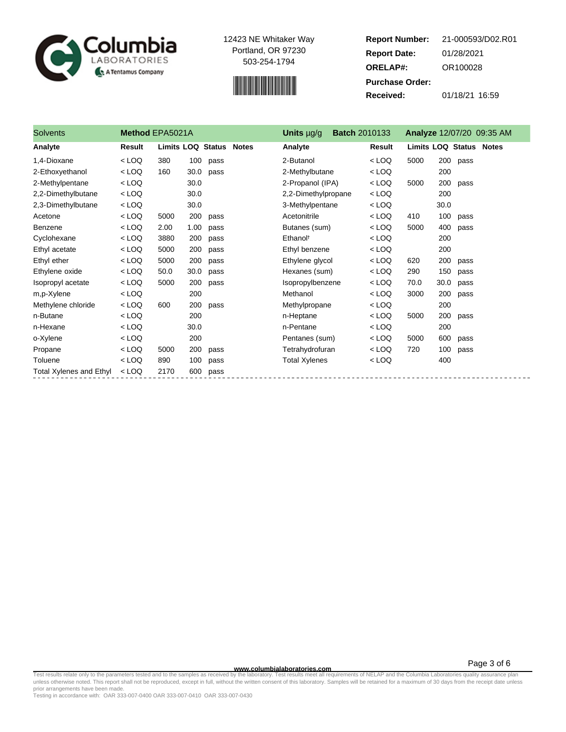Columbia Laboratories — A Tentamus Company

12423 NE Whitaker Way
Portland, OR 97230
503-254-1794

**Report Number:** 21-000593/D02.R01
**Report Date:** 01/28/2021
**ORELAP#:** OR100028
**Purchase Order:**
**Received:** 01/18/21 16:59

**Solvents** | **Method** EPA5021A | **Units** µg/g | **Batch** 2010133 | **Analyze** 12/07/20 09:35 AM

| Analyte | Result | Limits | LOQ | Status | Notes | Analyte | Result | Limits | LOQ | Status | Notes |
|---|---|---|---|---|---|---|---|---|---|---|---|
| 1,4-Dioxane | < LOQ | 380 | 100 | pass | | 2-Butanol | < LOQ | 5000 | 200 | pass | |
| 2-Ethoxyethanol | < LOQ | 160 | 30.0 | pass | | 2-Methylbutane | < LOQ | | 200 | | |
| 2-Methylpentane | < LOQ | | 30.0 | | | 2-Propanol (IPA) | < LOQ | 5000 | 200 | pass | |
| 2,2-Dimethylbutane | < LOQ | | 30.0 | | | 2,2-Dimethylpropane | < LOQ | | 200 | | |
| 2,3-Dimethylbutane | < LOQ | | 30.0 | | | 3-Methylpentane | < LOQ | | 30.0 | | |
| Acetone | < LOQ | 5000 | 200 | pass | | Acetonitrile | < LOQ | 410 | 100 | pass | |
| Benzene | < LOQ | 2.00 | 1.00 | pass | | Butanes (sum) | < LOQ | 5000 | 400 | pass | |
| Cyclohexane | < LOQ | 3880 | 200 | pass | | Ethanol† | < LOQ | | 200 | | |
| Ethyl acetate | < LOQ | 5000 | 200 | pass | | Ethyl benzene | < LOQ | | 200 | | |
| Ethyl ether | < LOQ | 5000 | 200 | pass | | Ethylene glycol | < LOQ | 620 | 200 | pass | |
| Ethylene oxide | < LOQ | 50.0 | 30.0 | pass | | Hexanes (sum) | < LOQ | 290 | 150 | pass | |
| Isopropyl acetate | < LOQ | 5000 | 200 | pass | | Isopropylbenzene | < LOQ | 70.0 | 30.0 | pass | |
| m,p-Xylene | < LOQ | | 200 | | | Methanol | < LOQ | 3000 | 200 | pass | |
| Methylene chloride | < LOQ | 600 | 200 | pass | | Methylpropane | < LOQ | | 200 | | |
| n-Butane | < LOQ | | 200 | | | n-Heptane | < LOQ | 5000 | 200 | pass | |
| n-Hexane | < LOQ | | 30.0 | | | n-Pentane | < LOQ | | 200 | | |
| o-Xylene | < LOQ | | 200 | | | Pentanes (sum) | < LOQ | 5000 | 600 | pass | |
| Propane | < LOQ | 5000 | 200 | pass | | Tetrahydrofuran | < LOQ | 720 | 100 | pass | |
| Toluene | < LOQ | 890 | 100 | pass | | Total Xylenes | < LOQ | | 400 | | |
| Total Xylenes and Ethyl | < LOQ | 2170 | 600 | pass | | | | | | | |

www.columbialaboratories.com

Test results relate only to the parameters tested and to the samples as received by the laboratory. Test results meet all requirements of NELAP and the Columbia Laboratories quality assurance plan unless otherwise noted. This report shall not be reproduced, except in full, without the written consent of this laboratory. Samples will be retained for a maximum of 30 days from the receipt date unless prior arrangements have been made.
Testing in accordance with: OAR 333-007-0400 OAR 333-007-0410 OAR 333-007-0430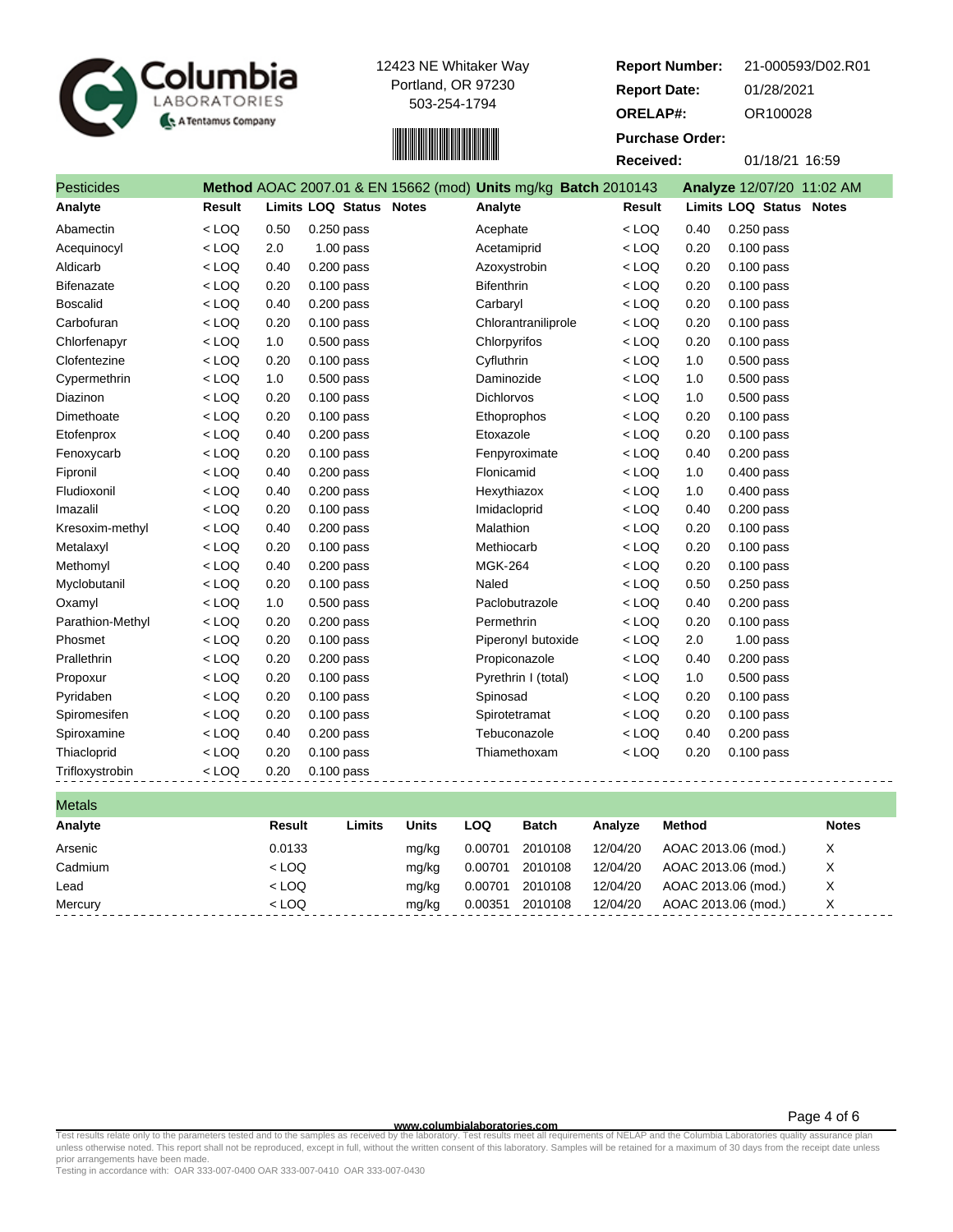Columbia LABORATORIES
A Tentamus Company

12423 NE Whitaker Way
Portland, OR 97230
503-254-1794

**Report Number:** 21-000593/D02.R01
**Report Date:** 01/28/2021
**ORELAP#:** OR100028
**Purchase Order:**
**Received:** 01/18/21 16:59

## Pesticides

**Method** AOAC 2007.01 & EN 15662 (mod) **Units** mg/kg **Batch** 2010143 **Analyze** 12/07/20 11:02 AM

| Analyte | Result | Limits | LOQ | Status | Notes | Analyte | Result | Limits | LOQ | Status | Notes |
|---|---|---|---|---|---|---|---|---|---|---|---|
| Abamectin | < LOQ | 0.50 | 0.250 | pass | | Acephate | < LOQ | 0.40 | 0.250 | pass | |
| Acequinocyl | < LOQ | 2.0 | 1.00 | pass | | Acetamiprid | < LOQ | 0.20 | 0.100 | pass | |
| Aldicarb | < LOQ | 0.40 | 0.200 | pass | | Azoxystrobin | < LOQ | 0.20 | 0.100 | pass | |
| Bifenazate | < LOQ | 0.20 | 0.100 | pass | | Bifenthrin | < LOQ | 0.20 | 0.100 | pass | |
| Boscalid | < LOQ | 0.40 | 0.200 | pass | | Carbaryl | < LOQ | 0.20 | 0.100 | pass | |
| Carbofuran | < LOQ | 0.20 | 0.100 | pass | | Chlorantraniliprole | < LOQ | 0.20 | 0.100 | pass | |
| Chlorfenapyr | < LOQ | 1.0 | 0.500 | pass | | Chlorpyrifos | < LOQ | 0.20 | 0.100 | pass | |
| Clofentezine | < LOQ | 0.20 | 0.100 | pass | | Cyfluthrin | < LOQ | 1.0 | 0.500 | pass | |
| Cypermethrin | < LOQ | 1.0 | 0.500 | pass | | Daminozide | < LOQ | 1.0 | 0.500 | pass | |
| Diazinon | < LOQ | 0.20 | 0.100 | pass | | Dichlorvos | < LOQ | 1.0 | 0.500 | pass | |
| Dimethoate | < LOQ | 0.20 | 0.100 | pass | | Ethoprophos | < LOQ | 0.20 | 0.100 | pass | |
| Etofenprox | < LOQ | 0.40 | 0.200 | pass | | Etoxazole | < LOQ | 0.20 | 0.100 | pass | |
| Fenoxycarb | < LOQ | 0.20 | 0.100 | pass | | Fenpyroximate | < LOQ | 0.40 | 0.200 | pass | |
| Fipronil | < LOQ | 0.40 | 0.200 | pass | | Flonicamid | < LOQ | 1.0 | 0.400 | pass | |
| Fludioxonil | < LOQ | 0.40 | 0.200 | pass | | Hexythiazox | < LOQ | 1.0 | 0.400 | pass | |
| Imazalil | < LOQ | 0.20 | 0.100 | pass | | Imidacloprid | < LOQ | 0.40 | 0.200 | pass | |
| Kresoxim-methyl | < LOQ | 0.40 | 0.200 | pass | | Malathion | < LOQ | 0.20 | 0.100 | pass | |
| Metalaxyl | < LOQ | 0.20 | 0.100 | pass | | Methiocarb | < LOQ | 0.20 | 0.100 | pass | |
| Methomyl | < LOQ | 0.40 | 0.200 | pass | | MGK-264 | < LOQ | 0.20 | 0.100 | pass | |
| Myclobutanil | < LOQ | 0.20 | 0.100 | pass | | Naled | < LOQ | 0.50 | 0.250 | pass | |
| Oxamyl | < LOQ | 1.0 | 0.500 | pass | | Paclobutrazole | < LOQ | 0.40 | 0.200 | pass | |
| Parathion-Methyl | < LOQ | 0.20 | 0.200 | pass | | Permethrin | < LOQ | 0.20 | 0.100 | pass | |
| Phosmet | < LOQ | 0.20 | 0.100 | pass | | Piperonyl butoxide | < LOQ | 2.0 | 1.00 | pass | |
| Prallethrin | < LOQ | 0.20 | 0.200 | pass | | Propiconazole | < LOQ | 0.40 | 0.200 | pass | |
| Propoxur | < LOQ | 0.20 | 0.100 | pass | | Pyrethrin I (total) | < LOQ | 1.0 | 0.500 | pass | |
| Pyridaben | < LOQ | 0.20 | 0.100 | pass | | Spinosad | < LOQ | 0.20 | 0.100 | pass | |
| Spiromesifen | < LOQ | 0.20 | 0.100 | pass | | Spirotetramat | < LOQ | 0.20 | 0.100 | pass | |
| Spiroxamine | < LOQ | 0.40 | 0.200 | pass | | Tebuconazole | < LOQ | 0.40 | 0.200 | pass | |
| Thiacloprid | < LOQ | 0.20 | 0.100 | pass | | Thiamethoxam | < LOQ | 0.20 | 0.100 | pass | |
| Trifloxystrobin | < LOQ | 0.20 | 0.100 | pass | | | | | | | |

## Metals

| Analyte | Result | Limits | Units | LOQ | Batch | Analyze | Method | Notes |
|---|---|---|---|---|---|---|---|---|
| Arsenic | 0.0133 | | mg/kg | 0.00701 | 2010108 | 12/04/20 | AOAC 2013.06 (mod.) | X |
| Cadmium | < LOQ | | mg/kg | 0.00701 | 2010108 | 12/04/20 | AOAC 2013.06 (mod.) | X |
| Lead | < LOQ | | mg/kg | 0.00701 | 2010108 | 12/04/20 | AOAC 2013.06 (mod.) | X |
| Mercury | < LOQ | | mg/kg | 0.00351 | 2010108 | 12/04/20 | AOAC 2013.06 (mod.) | X |

www.columbialaboratories.com

Test results relate only to the parameters tested and to the samples as received by the laboratory. Test results meet all requirements of NELAP and the Columbia Laboratories quality assurance plan unless otherwise noted. This report shall not be reproduced, except in full, without the written consent of this laboratory. Samples will be retained for a maximum of 30 days from the receipt date unless prior arrangements have been made.
Testing in accordance with: OAR 333-007-0400 OAR 333-007-0410 OAR 333-007-0430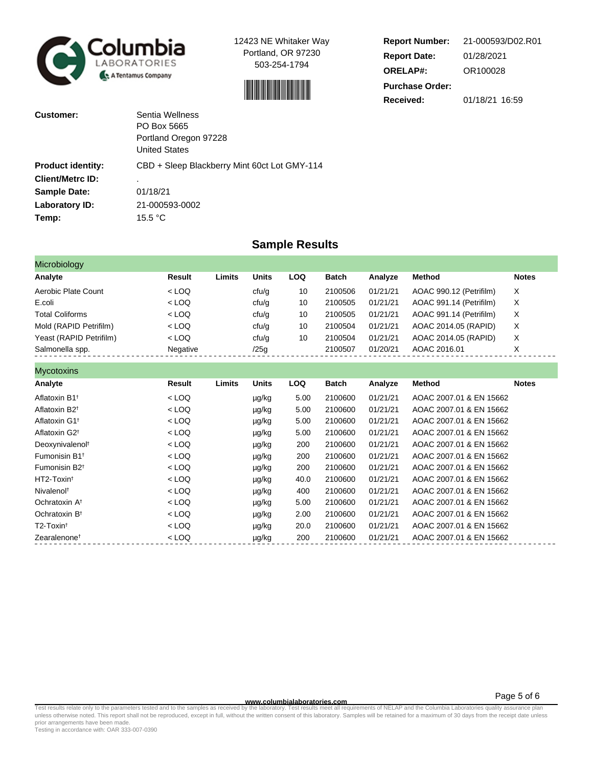Columbia LABORATORIES — A Tentamus Company

12423 NE Whitaker Way
Portland, OR 97230
503-254-1794

**Report Number:** 21-000593/D02.R01
**Report Date:** 01/28/2021
**ORELAP#:** OR100028
**Purchase Order:**
**Received:** 01/18/21 16:59

**Customer:** Sentia Wellness
PO Box 5665
Portland Oregon 97228
United States

**Product identity:** CBD + Sleep Blackberry Mint 60ct Lot GMY-114
**Client/Metrc ID:** .
**Sample Date:** 01/18/21
**Laboratory ID:** 21-000593-0002
**Temp:** 15.5 °C

## Sample Results

### Microbiology

| Analyte | Result | Limits | Units | LOQ | Batch | Analyze | Method | Notes |
|---|---|---|---|---|---|---|---|---|
| Aerobic Plate Count | < LOQ | | cfu/g | 10 | 2100506 | 01/21/21 | AOAC 990.12 (Petrifilm) | X |
| E.coli | < LOQ | | cfu/g | 10 | 2100505 | 01/21/21 | AOAC 991.14 (Petrifilm) | X |
| Total Coliforms | < LOQ | | cfu/g | 10 | 2100505 | 01/21/21 | AOAC 991.14 (Petrifilm) | X |
| Mold (RAPID Petrifilm) | < LOQ | | cfu/g | 10 | 2100504 | 01/21/21 | AOAC 2014.05 (RAPID) | X |
| Yeast (RAPID Petrifilm) | < LOQ | | cfu/g | 10 | 2100504 | 01/21/21 | AOAC 2014.05 (RAPID) | X |
| Salmonella spp. | Negative | | /25g | | 2100507 | 01/20/21 | AOAC 2016.01 | X |

### Mycotoxins

| Analyte | Result | Limits | Units | LOQ | Batch | Analyze | Method | Notes |
|---|---|---|---|---|---|---|---|---|
| Aflatoxin B1† | < LOQ | | µg/kg | 5.00 | 2100600 | 01/21/21 | AOAC 2007.01 & EN 15662 | |
| Aflatoxin B2† | < LOQ | | µg/kg | 5.00 | 2100600 | 01/21/21 | AOAC 2007.01 & EN 15662 | |
| Aflatoxin G1† | < LOQ | | µg/kg | 5.00 | 2100600 | 01/21/21 | AOAC 2007.01 & EN 15662 | |
| Aflatoxin G2† | < LOQ | | µg/kg | 5.00 | 2100600 | 01/21/21 | AOAC 2007.01 & EN 15662 | |
| Deoxynivalenol† | < LOQ | | µg/kg | 200 | 2100600 | 01/21/21 | AOAC 2007.01 & EN 15662 | |
| Fumonisin B1† | < LOQ | | µg/kg | 200 | 2100600 | 01/21/21 | AOAC 2007.01 & EN 15662 | |
| Fumonisin B2† | < LOQ | | µg/kg | 200 | 2100600 | 01/21/21 | AOAC 2007.01 & EN 15662 | |
| HT2-Toxin† | < LOQ | | µg/kg | 40.0 | 2100600 | 01/21/21 | AOAC 2007.01 & EN 15662 | |
| Nivalenol† | < LOQ | | µg/kg | 400 | 2100600 | 01/21/21 | AOAC 2007.01 & EN 15662 | |
| Ochratoxin A† | < LOQ | | µg/kg | 5.00 | 2100600 | 01/21/21 | AOAC 2007.01 & EN 15662 | |
| Ochratoxin B† | < LOQ | | µg/kg | 2.00 | 2100600 | 01/21/21 | AOAC 2007.01 & EN 15662 | |
| T2-Toxin† | < LOQ | | µg/kg | 20.0 | 2100600 | 01/21/21 | AOAC 2007.01 & EN 15662 | |
| Zearalenone† | < LOQ | | µg/kg | 200 | 2100600 | 01/21/21 | AOAC 2007.01 & EN 15662 | |

www.columbialaboratories.com

Test results relate only to the parameters tested and to the samples as received by the laboratory. Test results meet all requirements of NELAP and the Columbia Laboratories quality assurance plan unless otherwise noted. This report shall not be reproduced, except in full, without the written consent of this laboratory. Samples will be retained for a maximum of 30 days from the receipt date unless prior arrangements have been made.
Testing in accordance with: OAR 333-007-0390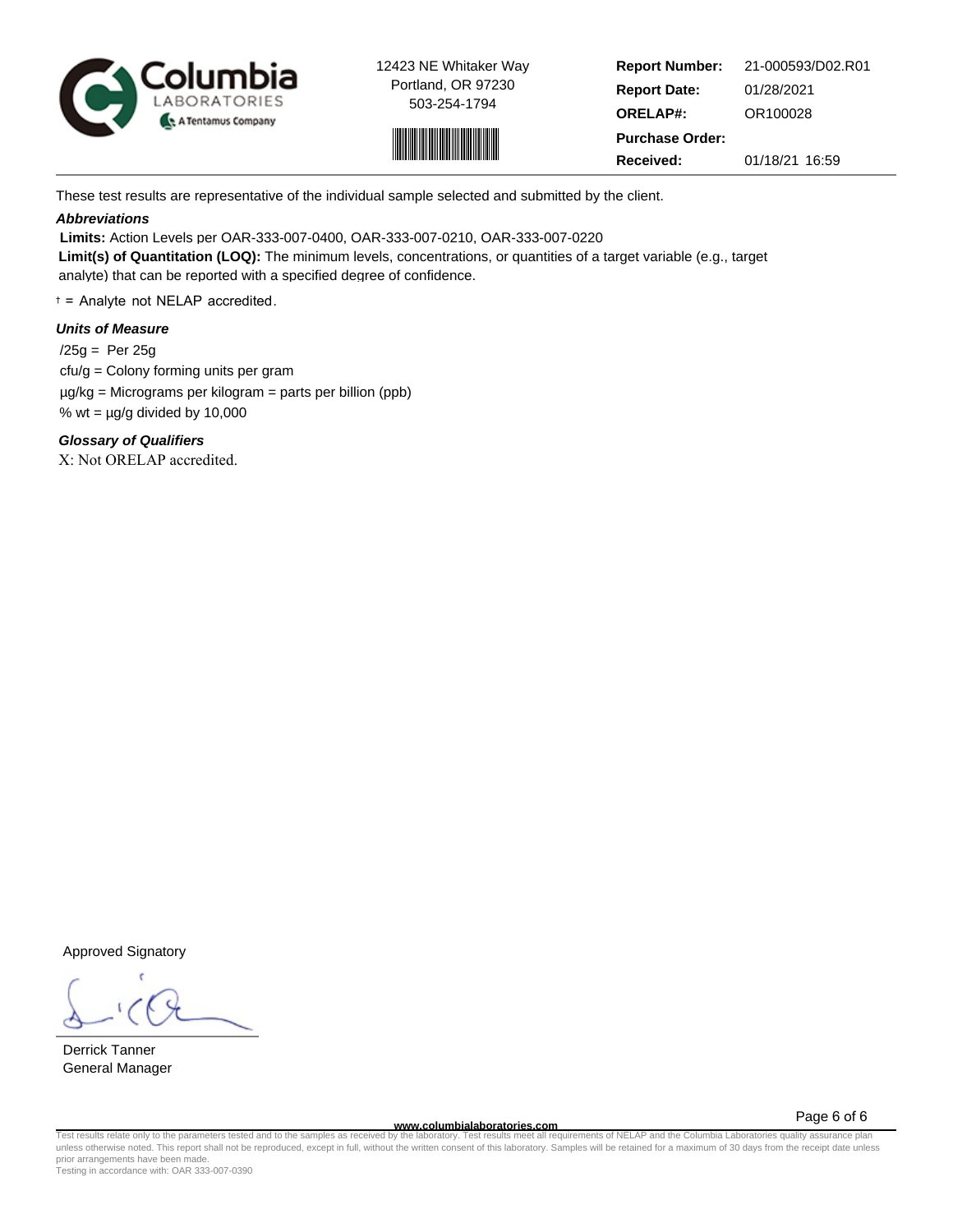Columbia Laboratories — A Tentamus Company

12423 NE Whitaker Way
Portland, OR 97230
503-254-1794

| | |
|---|---|
| **Report Number:** | 21-000593/D02.R01 |
| **Report Date:** | 01/28/2021 |
| **ORELAP#:** | OR100028 |
| **Purchase Order:** | |
| **Received:** | 01/18/21 16:59 |

These test results are representative of the individual sample selected and submitted by the client.

***Abbreviations***

**Limits:** Action Levels per OAR-333-007-0400, OAR-333-007-0210, OAR-333-007-0220

**Limit(s) of Quantitation (LOQ):** The minimum levels, concentrations, or quantities of a target variable (e.g., target analyte) that can be reported with a specified degree of confidence.

† = Analyte not NELAP accredited.

***Units of Measure***

/25g = Per 25g

cfu/g = Colony forming units per gram

µg/kg = Micrograms per kilogram = parts per billion (ppb)

% wt = µg/g divided by 10,000

***Glossary of Qualifiers***

X: Not ORELAP accredited.

Approved Signatory

Derrick Tanner
General Manager

www.columbialaboratories.com

Test results relate only to the parameters tested and to the samples as received by the laboratory. Test results meet all requirements of NELAP and the Columbia Laboratories quality assurance plan unless otherwise noted. This report shall not be reproduced, except in full, without the written consent of this laboratory. Samples will be retained for a maximum of 30 days from the receipt date unless prior arrangements have been made.
Testing in accordance with: OAR 333-007-0390